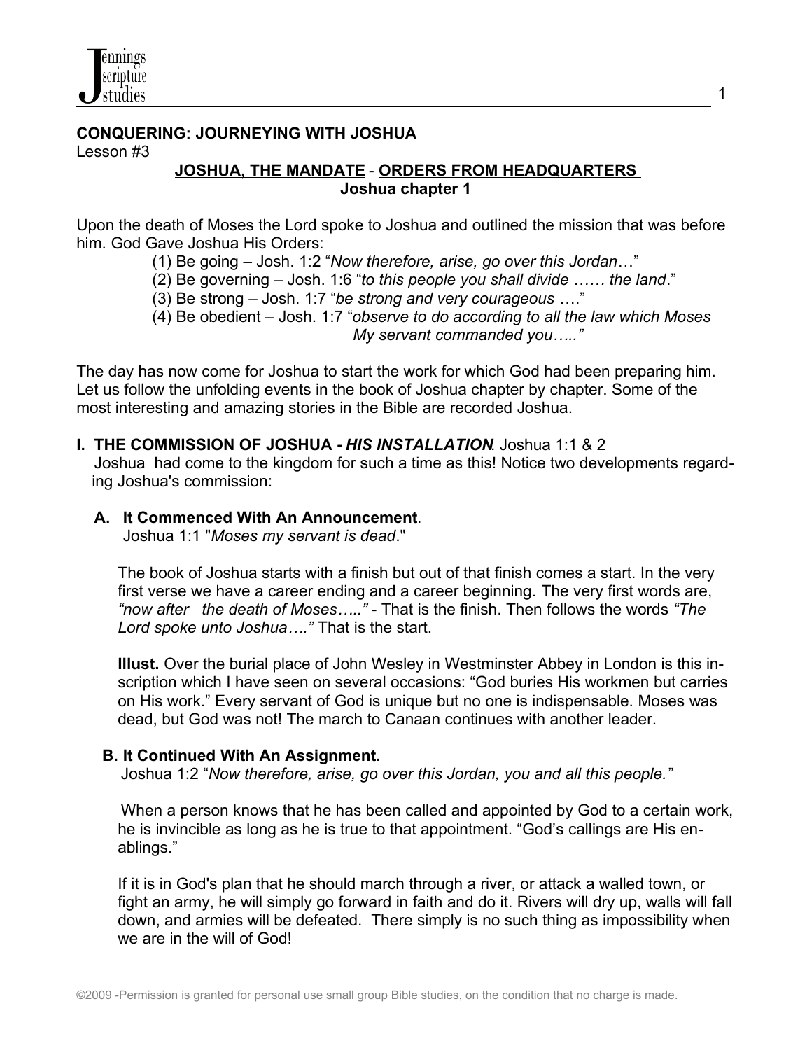## CONQUERING: JOURNEYING WITH JOSHUA

Lesson #3

### JOSHUA, THE MANDATE - ORDERS FROM HEADQUARTERS
**Joshua chapter 1**

Upon the death of Moses the Lord spoke to Joshua and outlined the mission that was before him. God Gave Joshua His Orders:

(1) Be going – Josh. 1:2 "*Now therefore, arise, go over this Jordan*…"
(2) Be governing – Josh. 1:6 "*to this people you shall divide …… the land*."
(3) Be strong – Josh. 1:7 "*be strong and very courageous* …."
(4) Be obedient – Josh. 1:7 "*observe to do according to all the law which Moses My servant commanded you…..*"

The day has now come for Joshua to start the work for which God had been preparing him. Let us follow the unfolding events in the book of Joshua chapter by chapter. Some of the most interesting and amazing stories in the Bible are recorded Joshua.

**I. THE COMMISSION OF JOSHUA - *HIS INSTALLATION*.** Joshua 1:1 & 2

Joshua had come to the kingdom for such a time as this! Notice two developments regarding Joshua's commission:

**A. It Commenced With An Announcement**.
Joshua 1:1 "*Moses my servant is dead*."

The book of Joshua starts with a finish but out of that finish comes a start. In the very first verse we have a career ending and a career beginning. The very first words are, *"now after the death of Moses….."* - That is the finish. Then follows the words *"The Lord spoke unto Joshua…."* That is the start.

**Illust.** Over the burial place of John Wesley in Westminster Abbey in London is this inscription which I have seen on several occasions: "God buries His workmen but carries on His work." Every servant of God is unique but no one is indispensable. Moses was dead, but God was not! The march to Canaan continues with another leader.

**B. It Continued With An Assignment.**
Joshua 1:2 "*Now therefore, arise, go over this Jordan, you and all this people.*"

When a person knows that he has been called and appointed by God to a certain work, he is invincible as long as he is true to that appointment. "God's callings are His enablings."

If it is in God's plan that he should march through a river, or attack a walled town, or fight an army, he will simply go forward in faith and do it. Rivers will dry up, walls will fall down, and armies will be defeated. There simply is no such thing as impossibility when we are in the will of God!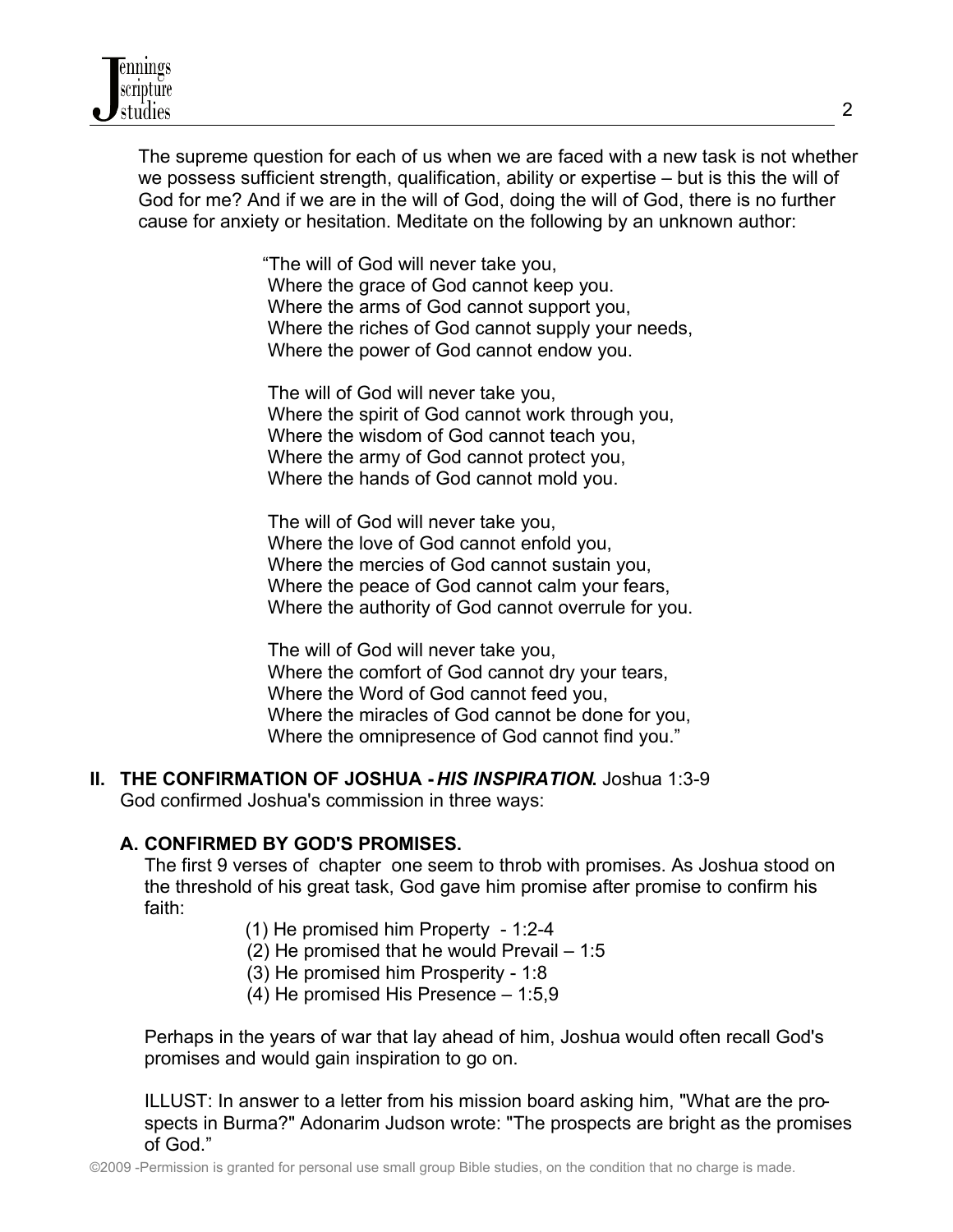The supreme question for each of us when we are faced with a new task is not whether we possess sufficient strength, qualification, ability or expertise – but is this the will of God for me? And if we are in the will of God, doing the will of God, there is no further cause for anxiety or hesitation. Meditate on the following by an unknown author:

> "The will of God will never take you,
> Where the grace of God cannot keep you.
> Where the arms of God cannot support you,
> Where the riches of God cannot supply your needs,
> Where the power of God cannot endow you.
>
> The will of God will never take you,
> Where the spirit of God cannot work through you,
> Where the wisdom of God cannot teach you,
> Where the army of God cannot protect you,
> Where the hands of God cannot mold you.
>
> The will of God will never take you,
> Where the love of God cannot enfold you,
> Where the mercies of God cannot sustain you,
> Where the peace of God cannot calm your fears,
> Where the authority of God cannot overrule for you.
>
> The will of God will never take you,
> Where the comfort of God cannot dry your tears,
> Where the Word of God cannot feed you,
> Where the miracles of God cannot be done for you,
> Where the omnipresence of God cannot find you."

## II. THE CONFIRMATION OF JOSHUA - *HIS INSPIRATION.* Joshua 1:3-9

God confirmed Joshua's commission in three ways:

### A. CONFIRMED BY GOD'S PROMISES.

The first 9 verses of chapter one seem to throb with promises. As Joshua stood on the threshold of his great task, God gave him promise after promise to confirm his faith:

(1) He promised him Property - 1:2-4
(2) He promised that he would Prevail – 1:5
(3) He promised him Prosperity - 1:8
(4) He promised His Presence – 1:5,9

Perhaps in the years of war that lay ahead of him, Joshua would often recall God's promises and would gain inspiration to go on.

ILLUST: In answer to a letter from his mission board asking him, "What are the prospects in Burma?" Adonarim Judson wrote: "The prospects are bright as the promises of God."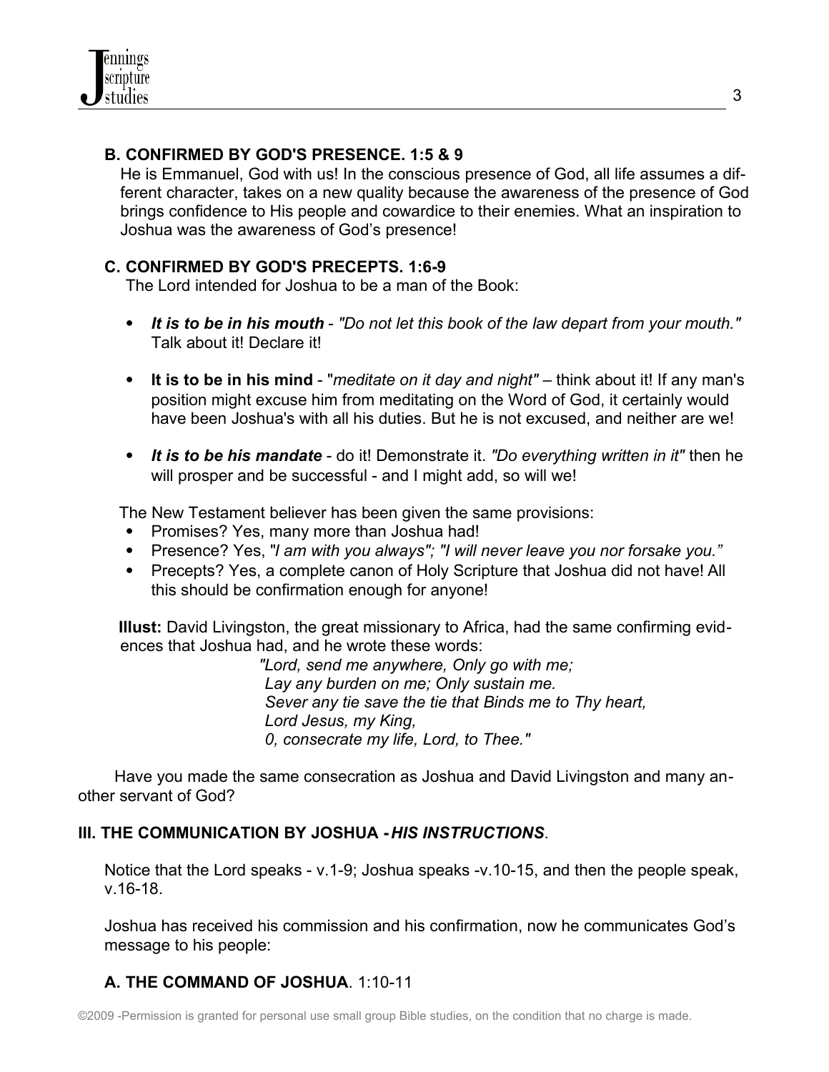### B. CONFIRMED BY GOD'S PRESENCE. 1:5 & 9

He is Emmanuel, God with us! In the conscious presence of God, all life assumes a different character, takes on a new quality because the awareness of the presence of God brings confidence to His people and cowardice to their enemies. What an inspiration to Joshua was the awareness of God's presence!

### C. CONFIRMED BY GOD'S PRECEPTS. 1:6-9

The Lord intended for Joshua to be a man of the Book:

- ***It is to be in his mouth*** - *"Do not let this book of the law depart from your mouth."* Talk about it! Declare it!

- **It is to be in his mind** - "*meditate on it day and night"* – think about it! If any man's position might excuse him from meditating on the Word of God, it certainly would have been Joshua's with all his duties. But he is not excused, and neither are we!

- ***It is to be his mandate*** - do it! Demonstrate it. *"Do everything written in it"* then he will prosper and be successful - and I might add, so will we!

The New Testament believer has been given the same provisions:

- Promises? Yes, many more than Joshua had!
- Presence? Yes, "*I am with you always"; "I will never leave you nor forsake you."*
- Precepts? Yes, a complete canon of Holy Scripture that Joshua did not have! All this should be confirmation enough for anyone!

**Illust:** David Livingston, the great missionary to Africa, had the same confirming evidences that Joshua had, and he wrote these words:

*"Lord, send me anywhere, Only go with me;*
*Lay any burden on me; Only sustain me.*
*Sever any tie save the tie that Binds me to Thy heart,*
*Lord Jesus, my King,*
*0, consecrate my life, Lord, to Thee."*

Have you made the same consecration as Joshua and David Livingston and many another servant of God?

## III. THE COMMUNICATION BY JOSHUA - *HIS INSTRUCTIONS*.

Notice that the Lord speaks - v.1-9; Joshua speaks -v.10-15, and then the people speak, v.16-18.

Joshua has received his commission and his confirmation, now he communicates God's message to his people:

### A. THE COMMAND OF JOSHUA. 1:10-11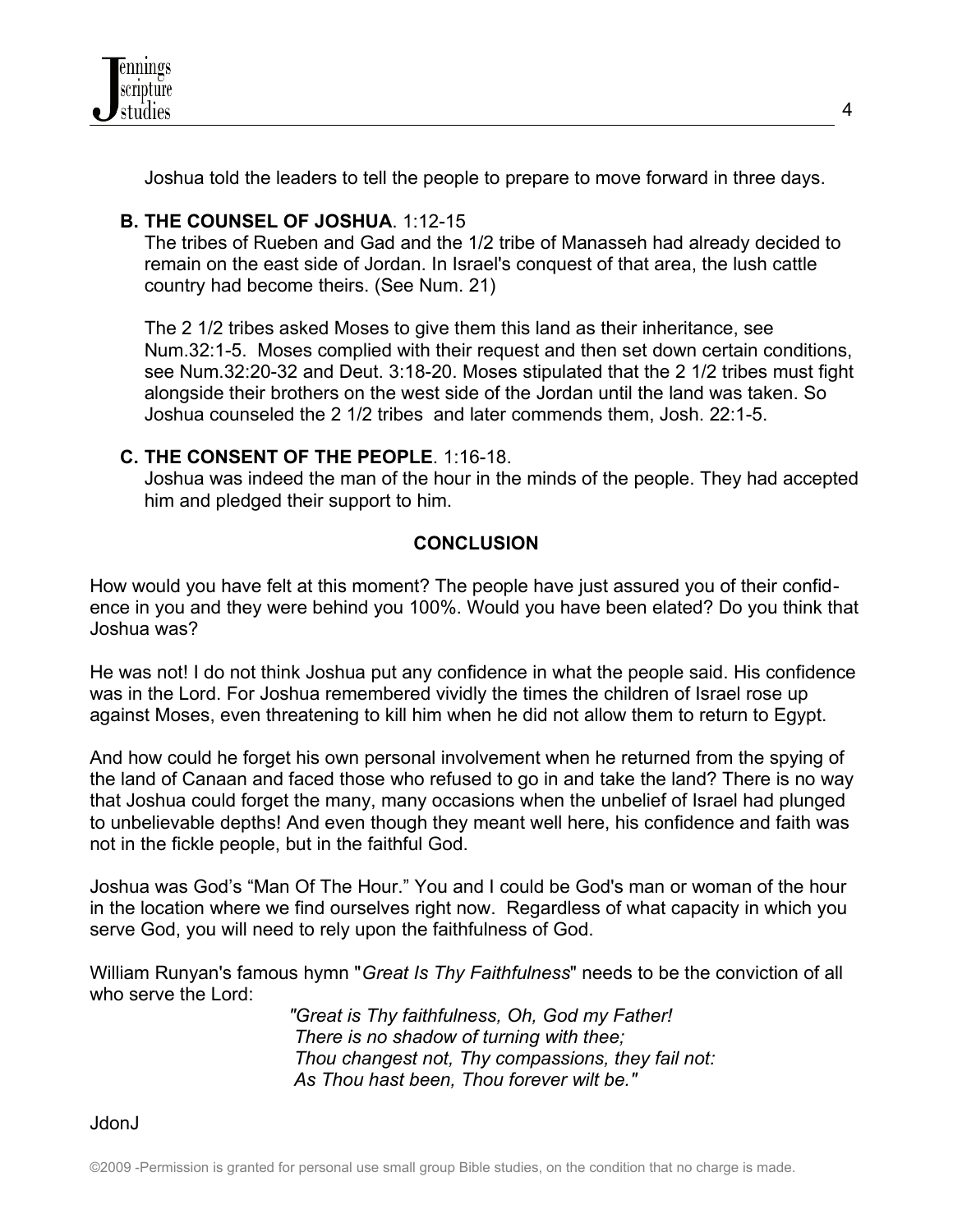Joshua told the leaders to tell the people to prepare to move forward in three days.

**B. THE COUNSEL OF JOSHUA**. 1:12-15

The tribes of Rueben and Gad and the 1/2 tribe of Manasseh had already decided to remain on the east side of Jordan. In Israel's conquest of that area, the lush cattle country had become theirs. (See Num. 21)

The 2 1/2 tribes asked Moses to give them this land as their inheritance, see Num.32:1-5. Moses complied with their request and then set down certain conditions, see Num.32:20-32 and Deut. 3:18-20. Moses stipulated that the 2 1/2 tribes must fight alongside their brothers on the west side of the Jordan until the land was taken. So Joshua counseled the 2 1/2 tribes and later commends them, Josh. 22:1-5.

**C. THE CONSENT OF THE PEOPLE**. 1:16-18.

Joshua was indeed the man of the hour in the minds of the people. They had accepted him and pledged their support to him.

## CONCLUSION

How would you have felt at this moment? The people have just assured you of their confidence in you and they were behind you 100%. Would you have been elated? Do you think that Joshua was?

He was not! I do not think Joshua put any confidence in what the people said. His confidence was in the Lord. For Joshua remembered vividly the times the children of Israel rose up against Moses, even threatening to kill him when he did not allow them to return to Egypt.

And how could he forget his own personal involvement when he returned from the spying of the land of Canaan and faced those who refused to go in and take the land? There is no way that Joshua could forget the many, many occasions when the unbelief of Israel had plunged to unbelievable depths! And even though they meant well here, his confidence and faith was not in the fickle people, but in the faithful God.

Joshua was God's "Man Of The Hour." You and I could be God's man or woman of the hour in the location where we find ourselves right now. Regardless of what capacity in which you serve God, you will need to rely upon the faithfulness of God.

William Runyan's famous hymn "*Great Is Thy Faithfulness*" needs to be the conviction of all who serve the Lord:

*"Great is Thy faithfulness, Oh, God my Father!*
*There is no shadow of turning with thee;*
*Thou changest not, Thy compassions, they fail not:*
*As Thou hast been, Thou forever wilt be."*

JdonJ

©2009 -Permission is granted for personal use small group Bible studies, on the condition that no charge is made.